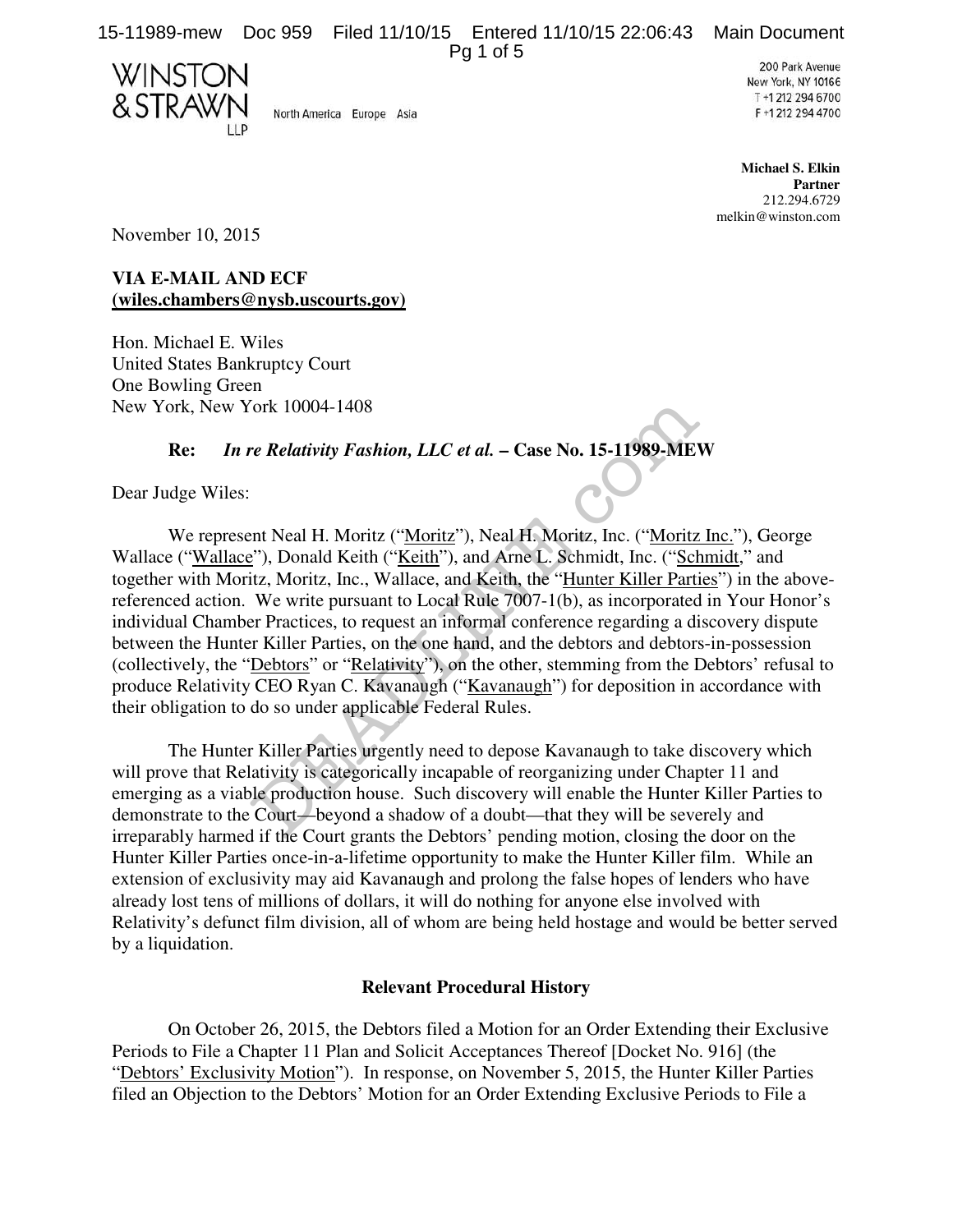WINSTON & STRAWN LLP

North America Europe Asia

200 Park Avenue
New York, NY 10166
T +1 212 294 6700
F +1 212 294 4700

**Michael S. Elkin**
**Partner**
212.294.6729
melkin@winston.com

November 10, 2015

**VIA E-MAIL AND ECF**
**(wiles.chambers@nysb.uscourts.gov)**

Hon. Michael E. Wiles
United States Bankruptcy Court
One Bowling Green
New York, New York 10004-1408

**Re:** ***In re Relativity Fashion, LLC et al.*** **– Case No. 15-11989-MEW**

Dear Judge Wiles:

We represent Neal H. Moritz ("Moritz"), Neal H. Moritz, Inc. ("Moritz Inc."), George Wallace ("Wallace"), Donald Keith ("Keith"), and Arne L. Schmidt, Inc. ("Schmidt," and together with Moritz, Moritz, Inc., Wallace, and Keith, the "Hunter Killer Parties") in the above-referenced action. We write pursuant to Local Rule 7007-1(b), as incorporated in Your Honor's individual Chamber Practices, to request an informal conference regarding a discovery dispute between the Hunter Killer Parties, on the one hand, and the debtors and debtors-in-possession (collectively, the "Debtors" or "Relativity"), on the other, stemming from the Debtors' refusal to produce Relativity CEO Ryan C. Kavanaugh ("Kavanaugh") for deposition in accordance with their obligation to do so under applicable Federal Rules.

The Hunter Killer Parties urgently need to depose Kavanaugh to take discovery which will prove that Relativity is categorically incapable of reorganizing under Chapter 11 and emerging as a viable production house. Such discovery will enable the Hunter Killer Parties to demonstrate to the Court—beyond a shadow of a doubt—that they will be severely and irreparably harmed if the Court grants the Debtors' pending motion, closing the door on the Hunter Killer Parties once-in-a-lifetime opportunity to make the Hunter Killer film. While an extension of exclusivity may aid Kavanaugh and prolong the false hopes of lenders who have already lost tens of millions of dollars, it will do nothing for anyone else involved with Relativity's defunct film division, all of whom are being held hostage and would be better served by a liquidation.

## Relevant Procedural History

On October 26, 2015, the Debtors filed a Motion for an Order Extending their Exclusive Periods to File a Chapter 11 Plan and Solicit Acceptances Thereof [Docket No. 916] (the "Debtors' Exclusivity Motion"). In response, on November 5, 2015, the Hunter Killer Parties filed an Objection to the Debtors' Motion for an Order Extending Exclusive Periods to File a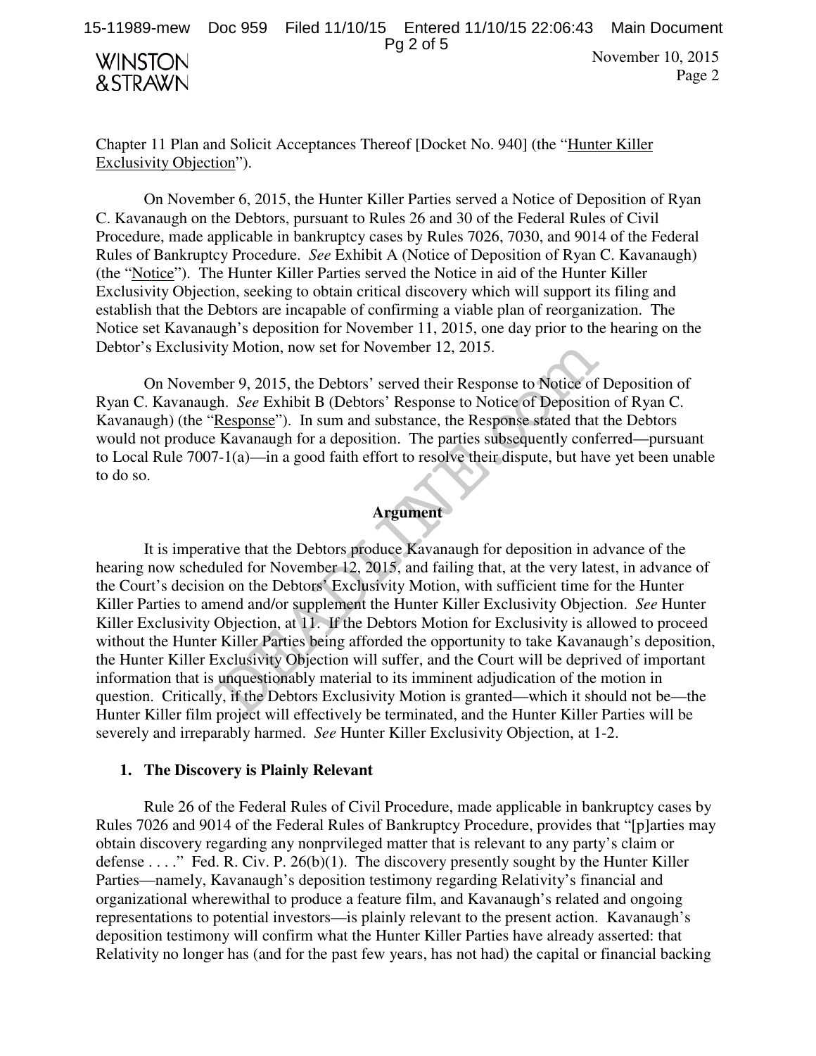Chapter 11 Plan and Solicit Acceptances Thereof [Docket No. 940] (the "Hunter Killer Exclusivity Objection").

On November 6, 2015, the Hunter Killer Parties served a Notice of Deposition of Ryan C. Kavanaugh on the Debtors, pursuant to Rules 26 and 30 of the Federal Rules of Civil Procedure, made applicable in bankruptcy cases by Rules 7026, 7030, and 9014 of the Federal Rules of Bankruptcy Procedure. *See* Exhibit A (Notice of Deposition of Ryan C. Kavanaugh) (the "Notice"). The Hunter Killer Parties served the Notice in aid of the Hunter Killer Exclusivity Objection, seeking to obtain critical discovery which will support its filing and establish that the Debtors are incapable of confirming a viable plan of reorganization. The Notice set Kavanaugh's deposition for November 11, 2015, one day prior to the hearing on the Debtor's Exclusivity Motion, now set for November 12, 2015.

On November 9, 2015, the Debtors' served their Response to Notice of Deposition of Ryan C. Kavanaugh. *See* Exhibit B (Debtors' Response to Notice of Deposition of Ryan C. Kavanaugh) (the "Response"). In sum and substance, the Response stated that the Debtors would not produce Kavanaugh for a deposition. The parties subsequently conferred—pursuant to Local Rule 7007-1(a)—in a good faith effort to resolve their dispute, but have yet been unable to do so.

## Argument

It is imperative that the Debtors produce Kavanaugh for deposition in advance of the hearing now scheduled for November 12, 2015, and failing that, at the very latest, in advance of the Court's decision on the Debtors' Exclusivity Motion, with sufficient time for the Hunter Killer Parties to amend and/or supplement the Hunter Killer Exclusivity Objection. *See* Hunter Killer Exclusivity Objection, at 11. If the Debtors Motion for Exclusivity is allowed to proceed without the Hunter Killer Parties being afforded the opportunity to take Kavanaugh's deposition, the Hunter Killer Exclusivity Objection will suffer, and the Court will be deprived of important information that is unquestionably material to its imminent adjudication of the motion in question. Critically, if the Debtors Exclusivity Motion is granted—which it should not be—the Hunter Killer film project will effectively be terminated, and the Hunter Killer Parties will be severely and irreparably harmed. *See* Hunter Killer Exclusivity Objection, at 1-2.

### 1. The Discovery is Plainly Relevant

Rule 26 of the Federal Rules of Civil Procedure, made applicable in bankruptcy cases by Rules 7026 and 9014 of the Federal Rules of Bankruptcy Procedure, provides that "[p]arties may obtain discovery regarding any nonprvileged matter that is relevant to any party's claim or defense . . . ." Fed. R. Civ. P. 26(b)(1). The discovery presently sought by the Hunter Killer Parties—namely, Kavanaugh's deposition testimony regarding Relativity's financial and organizational wherewithal to produce a feature film, and Kavanaugh's related and ongoing representations to potential investors—is plainly relevant to the present action. Kavanaugh's deposition testimony will confirm what the Hunter Killer Parties have already asserted: that Relativity no longer has (and for the past few years, has not had) the capital or financial backing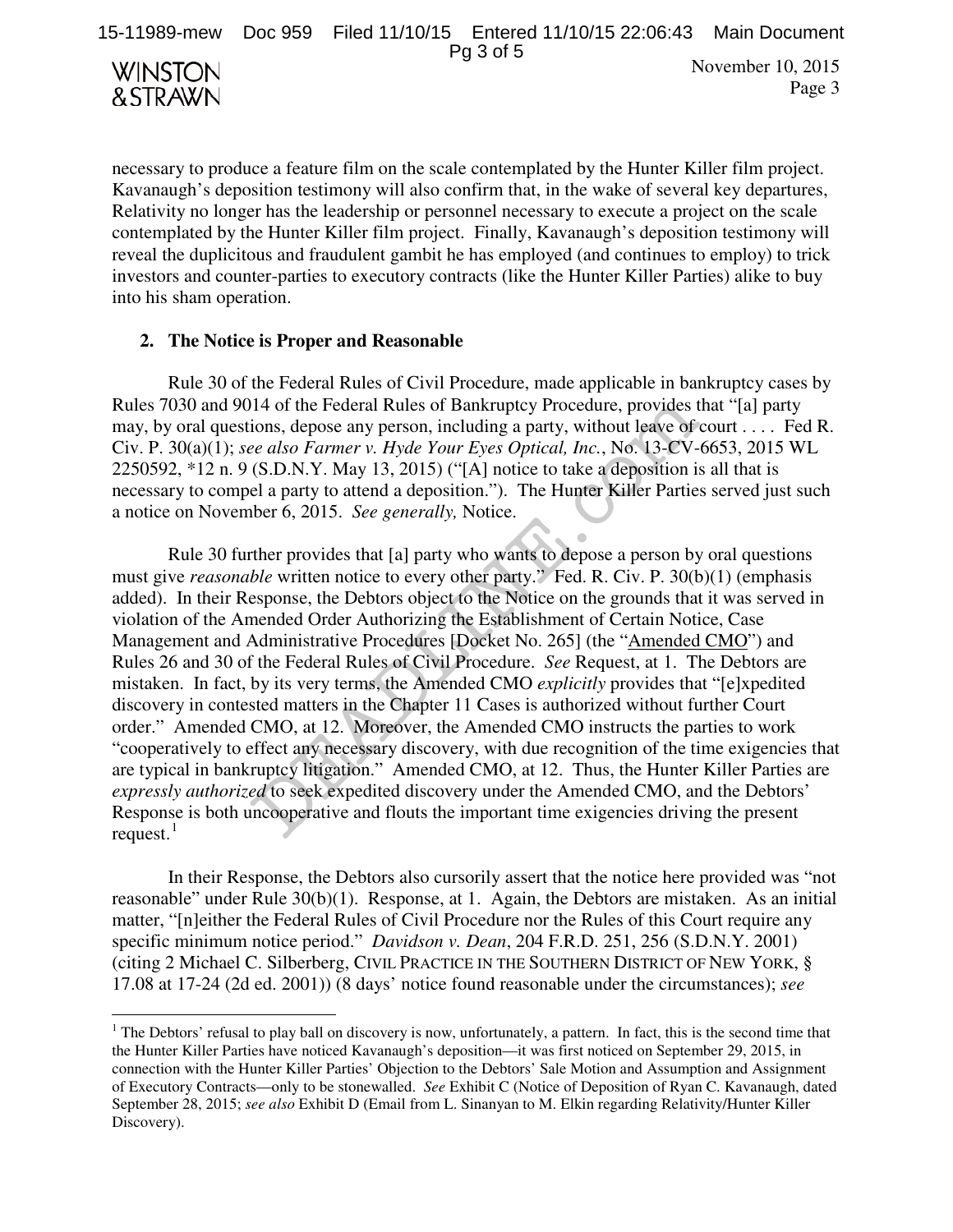necessary to produce a feature film on the scale contemplated by the Hunter Killer film project. Kavanaugh's deposition testimony will also confirm that, in the wake of several key departures, Relativity no longer has the leadership or personnel necessary to execute a project on the scale contemplated by the Hunter Killer film project. Finally, Kavanaugh's deposition testimony will reveal the duplicitous and fraudulent gambit he has employed (and continues to employ) to trick investors and counter-parties to executory contracts (like the Hunter Killer Parties) alike to buy into his sham operation.

**2. The Notice is Proper and Reasonable**

Rule 30 of the Federal Rules of Civil Procedure, made applicable in bankruptcy cases by Rules 7030 and 9014 of the Federal Rules of Bankruptcy Procedure, provides that "[a] party may, by oral questions, depose any person, including a party, without leave of court . . . . Fed R. Civ. P. 30(a)(1); *see also Farmer v. Hyde Your Eyes Optical, Inc.*, No. 13-CV-6653, 2015 WL 2250592, *12 n. 9 (S.D.N.Y. May 13, 2015) ("[A] notice to take a deposition is all that is necessary to compel a party to attend a deposition."). The Hunter Killer Parties served just such a notice on November 6, 2015. *See generally,* Notice.

Rule 30 further provides that [a] party who wants to depose a person by oral questions must give *reasonable* written notice to every other party." Fed. R. Civ. P. 30(b)(1) (emphasis added). In their Response, the Debtors object to the Notice on the grounds that it was served in violation of the Amended Order Authorizing the Establishment of Certain Notice, Case Management and Administrative Procedures [Docket No. 265] (the "Amended CMO") and Rules 26 and 30 of the Federal Rules of Civil Procedure. *See* Request, at 1. The Debtors are mistaken. In fact, by its very terms, the Amended CMO *explicitly* provides that "[e]xpedited discovery in contested matters in the Chapter 11 Cases is authorized without further Court order." Amended CMO, at 12. Moreover, the Amended CMO instructs the parties to work "cooperatively to effect any necessary discovery, with due recognition of the time exigencies that are typical in bankruptcy litigation." Amended CMO, at 12. Thus, the Hunter Killer Parties are *expressly authorized* to seek expedited discovery under the Amended CMO, and the Debtors' Response is both uncooperative and flouts the important time exigencies driving the present request.[1]

In their Response, the Debtors also cursorily assert that the notice here provided was "not reasonable" under Rule 30(b)(1). Response, at 1. Again, the Debtors are mistaken. As an initial matter, "[n]either the Federal Rules of Civil Procedure nor the Rules of this Court require any specific minimum notice period." *Davidson v. Dean*, 204 F.R.D. 251, 256 (S.D.N.Y. 2001) (citing 2 Michael C. Silberberg, CIVIL PRACTICE IN THE SOUTHERN DISTRICT OF NEW YORK, § 17.08 at 17-24 (2d ed. 2001)) (8 days' notice found reasonable under the circumstances); *see*

---

[1] The Debtors' refusal to play ball on discovery is now, unfortunately, a pattern. In fact, this is the second time that the Hunter Killer Parties have noticed Kavanaugh's deposition—it was first noticed on September 29, 2015, in connection with the Hunter Killer Parties' Objection to the Debtors' Sale Motion and Assumption and Assignment of Executory Contracts—only to be stonewalled. *See* Exhibit C (Notice of Deposition of Ryan C. Kavanaugh, dated September 28, 2015; *see also* Exhibit D (Email from L. Sinanyan to M. Elkin regarding Relativity/Hunter Killer Discovery).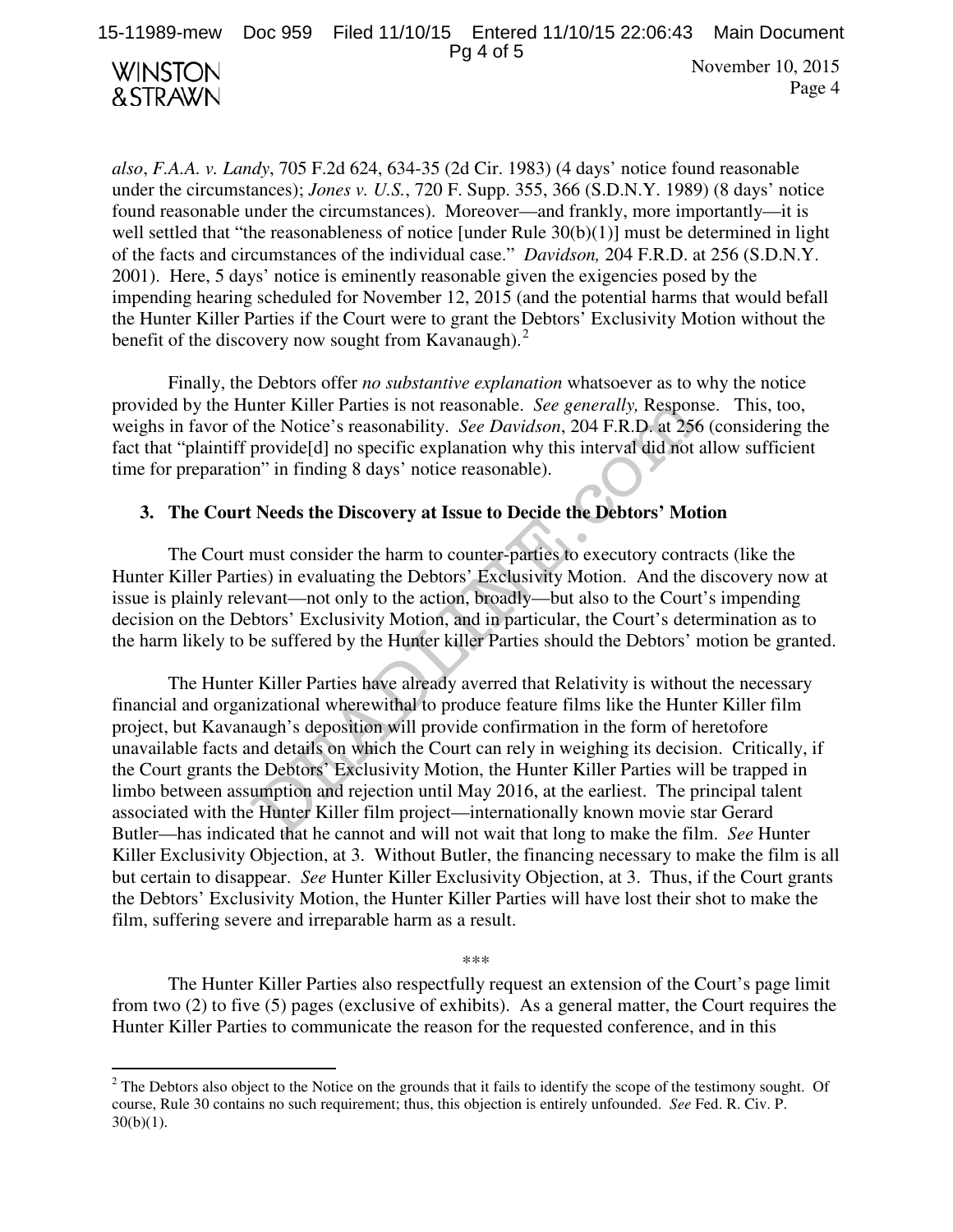*also*, *F.A.A. v. Landy*, 705 F.2d 624, 634-35 (2d Cir. 1983) (4 days' notice found reasonable under the circumstances); *Jones v. U.S.*, 720 F. Supp. 355, 366 (S.D.N.Y. 1989) (8 days' notice found reasonable under the circumstances). Moreover—and frankly, more importantly—it is well settled that "the reasonableness of notice [under Rule 30(b)(1)] must be determined in light of the facts and circumstances of the individual case." *Davidson,* 204 F.R.D. at 256 (S.D.N.Y. 2001). Here, 5 days' notice is eminently reasonable given the exigencies posed by the impending hearing scheduled for November 12, 2015 (and the potential harms that would befall the Hunter Killer Parties if the Court were to grant the Debtors' Exclusivity Motion without the benefit of the discovery now sought from Kavanaugh).[2]

Finally, the Debtors offer *no substantive explanation* whatsoever as to why the notice provided by the Hunter Killer Parties is not reasonable. *See generally,* Response. This, too, weighs in favor of the Notice's reasonability. *See Davidson*, 204 F.R.D. at 256 (considering the fact that "plaintiff provide[d] no specific explanation why this interval did not allow sufficient time for preparation" in finding 8 days' notice reasonable).

### 3. The Court Needs the Discovery at Issue to Decide the Debtors' Motion

The Court must consider the harm to counter-parties to executory contracts (like the Hunter Killer Parties) in evaluating the Debtors' Exclusivity Motion. And the discovery now at issue is plainly relevant—not only to the action, broadly—but also to the Court's impending decision on the Debtors' Exclusivity Motion, and in particular, the Court's determination as to the harm likely to be suffered by the Hunter killer Parties should the Debtors' motion be granted.

The Hunter Killer Parties have already averred that Relativity is without the necessary financial and organizational wherewithal to produce feature films like the Hunter Killer film project, but Kavanaugh's deposition will provide confirmation in the form of heretofore unavailable facts and details on which the Court can rely in weighing its decision. Critically, if the Court grants the Debtors' Exclusivity Motion, the Hunter Killer Parties will be trapped in limbo between assumption and rejection until May 2016, at the earliest. The principal talent associated with the Hunter Killer film project—internationally known movie star Gerard Butler—has indicated that he cannot and will not wait that long to make the film. *See* Hunter Killer Exclusivity Objection, at 3. Without Butler, the financing necessary to make the film is all but certain to disappear. *See* Hunter Killer Exclusivity Objection, at 3. Thus, if the Court grants the Debtors' Exclusivity Motion, the Hunter Killer Parties will have lost their shot to make the film, suffering severe and irreparable harm as a result.

\*\*\*

The Hunter Killer Parties also respectfully request an extension of the Court's page limit from two (2) to five (5) pages (exclusive of exhibits). As a general matter, the Court requires the Hunter Killer Parties to communicate the reason for the requested conference, and in this

---

[2] The Debtors also object to the Notice on the grounds that it fails to identify the scope of the testimony sought. Of course, Rule 30 contains no such requirement; thus, this objection is entirely unfounded. *See* Fed. R. Civ. P. 30(b)(1).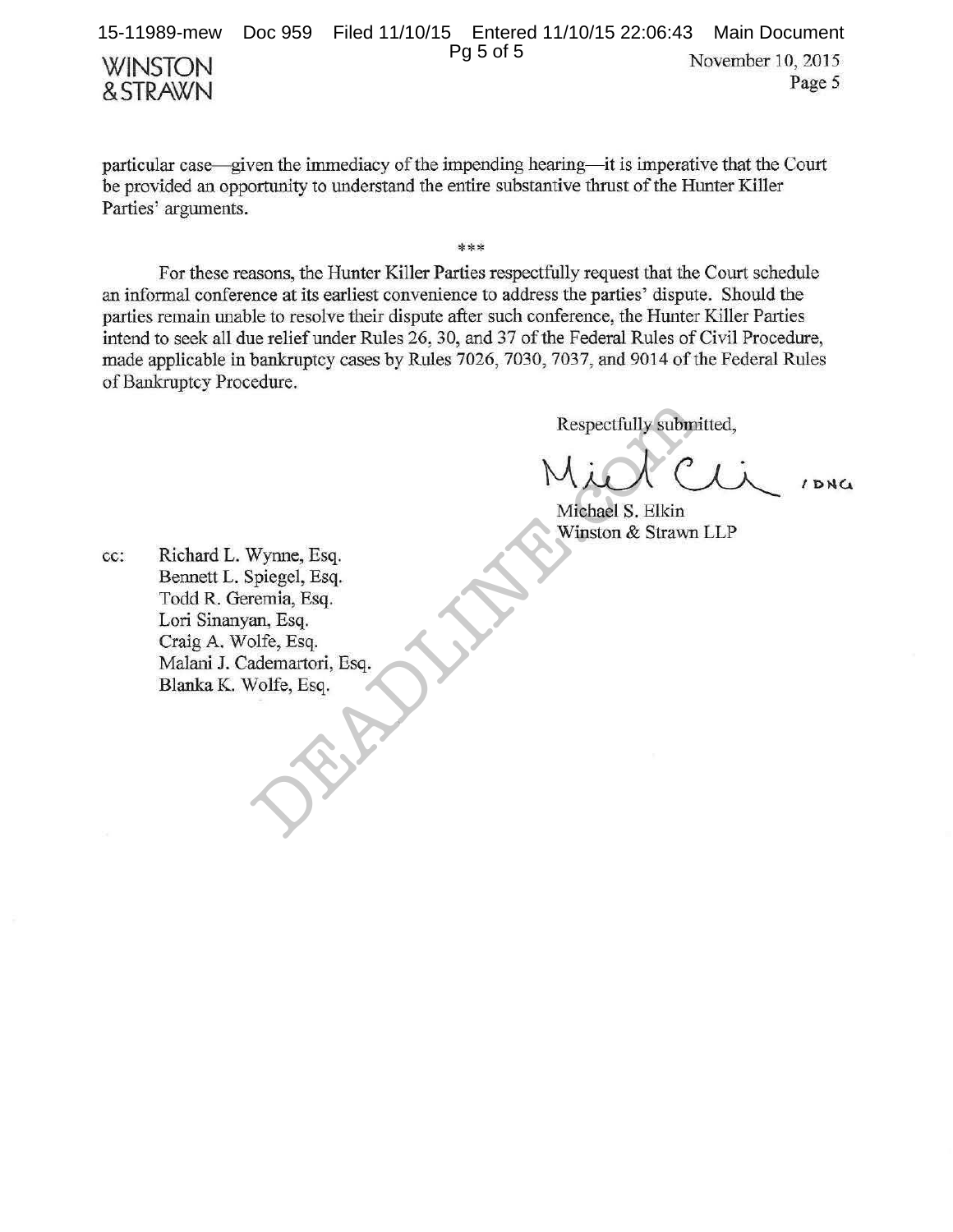particular case—given the immediacy of the impending hearing—it is imperative that the Court be provided an opportunity to understand the entire substantive thrust of the Hunter Killer Parties' arguments.

\*\*\*

For these reasons, the Hunter Killer Parties respectfully request that the Court schedule an informal conference at its earliest convenience to address the parties' dispute. Should the parties remain unable to resolve their dispute after such conference, the Hunter Killer Parties intend to seek all due relief under Rules 26, 30, and 37 of the Federal Rules of Civil Procedure, made applicable in bankruptcy cases by Rules 7026, 7030, 7037, and 9014 of the Federal Rules of Bankruptcy Procedure.

Respectfully submitted,

/DNG

Michael S. Elkin
Winston & Strawn LLP

cc: Richard L. Wynne, Esq.
Bennett L. Spiegel, Esq.
Todd R. Geremia, Esq.
Lori Sinanyan, Esq.
Craig A. Wolfe, Esq.
Malani J. Cademartori, Esq.
Blanka K. Wolfe, Esq.